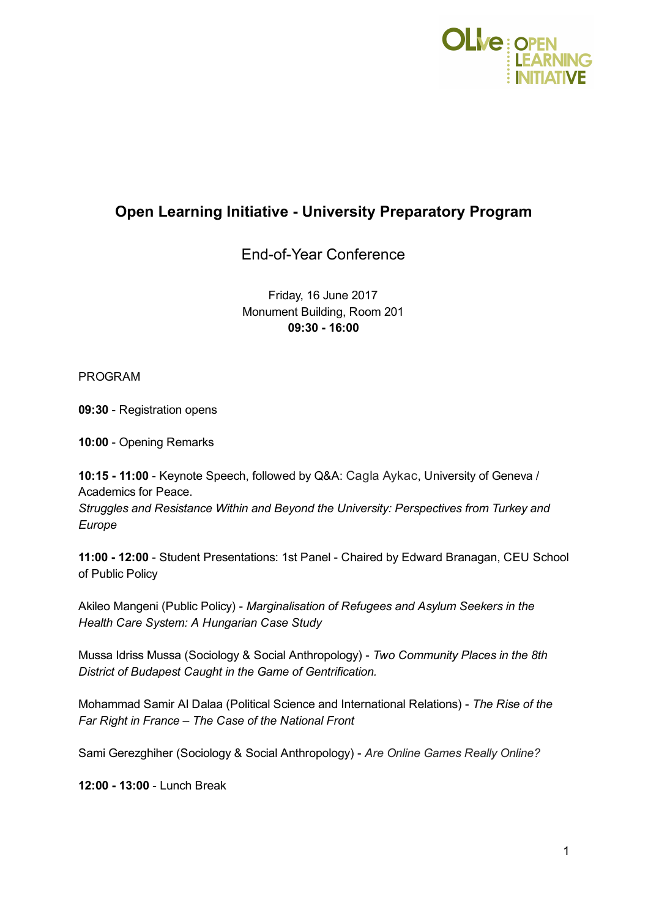# Open Learning Initiative - University Preparatory Program

## End-of-Year Conference

Friday, 16 June 2017
Monument Building, Room 201
**09:30 - 16:00**

PROGRAM

**09:30** - Registration opens

**10:00** - Opening Remarks

**10:15 - 11:00** - Keynote Speech, followed by Q&A: Cagla Aykac, University of Geneva / Academics for Peace.
*Struggles and Resistance Within and Beyond the University: Perspectives from Turkey and Europe*

**11:00 - 12:00** - Student Presentations: 1st Panel - Chaired by Edward Branagan, CEU School of Public Policy

Akileo Mangeni (Public Policy) - *Marginalisation of Refugees and Asylum Seekers in the Health Care System: A Hungarian Case Study*

Mussa Idriss Mussa (Sociology & Social Anthropology) - *Two Community Places in the 8th District of Budapest Caught in the Game of Gentrification.*

Mohammad Samir Al Dalaa (Political Science and International Relations) - *The Rise of the Far Right in France – The Case of the National Front*

Sami Gerezghiher (Sociology & Social Anthropology) - *Are Online Games Really Online?*

**12:00 - 13:00** - Lunch Break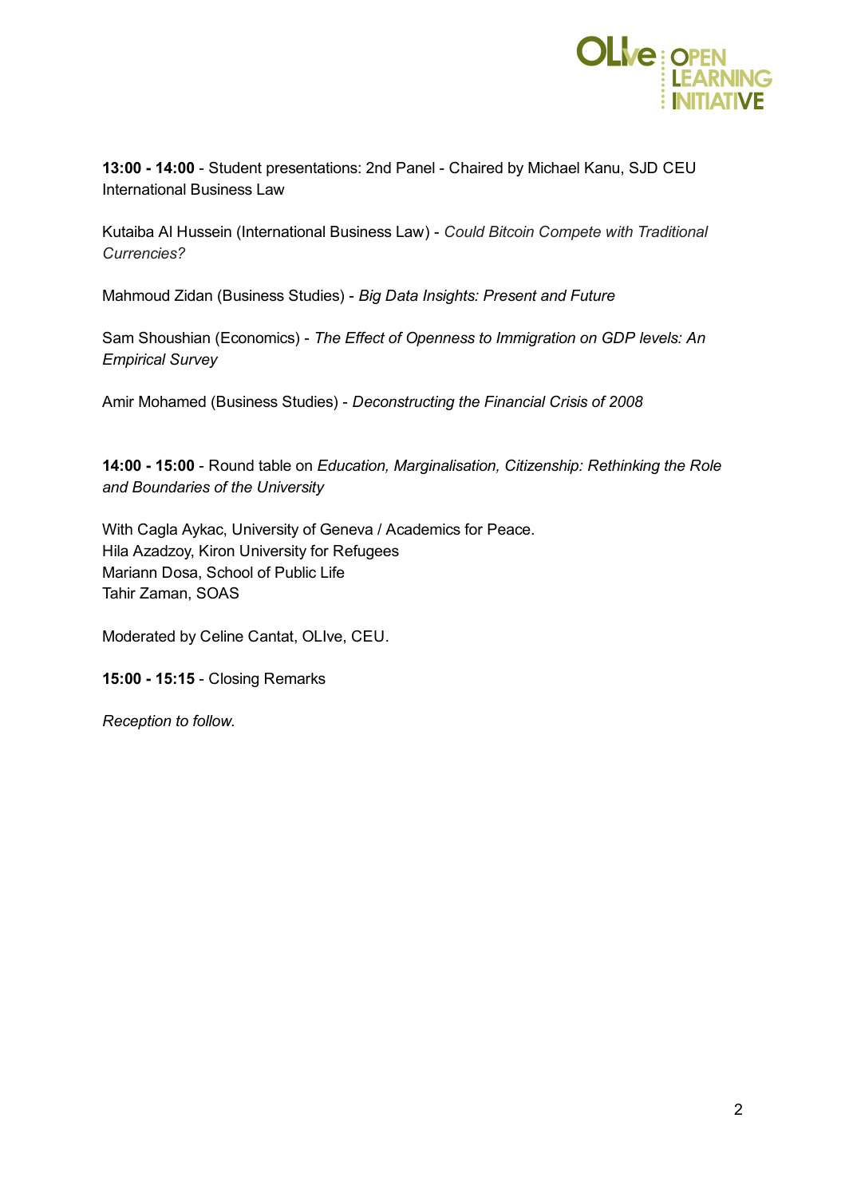**13:00 - 14:00** - Student presentations: 2nd Panel - Chaired by Michael Kanu, SJD CEU International Business Law

Kutaiba Al Hussein (International Business Law) - *Could Bitcoin Compete with Traditional Currencies?*

Mahmoud Zidan (Business Studies) - *Big Data Insights: Present and Future*

Sam Shoushian (Economics) - *The Effect of Openness to Immigration on GDP levels: An Empirical Survey*

Amir Mohamed (Business Studies) - *Deconstructing the Financial Crisis of 2008*

**14:00 - 15:00** - Round table on *Education, Marginalisation, Citizenship: Rethinking the Role and Boundaries of the University*

With Cagla Aykac, University of Geneva / Academics for Peace.
Hila Azadzoy, Kiron University for Refugees
Mariann Dosa, School of Public Life
Tahir Zaman, SOAS

Moderated by Celine Cantat, OLIve, CEU.

**15:00 - 15:15** - Closing Remarks

*Reception to follow.*